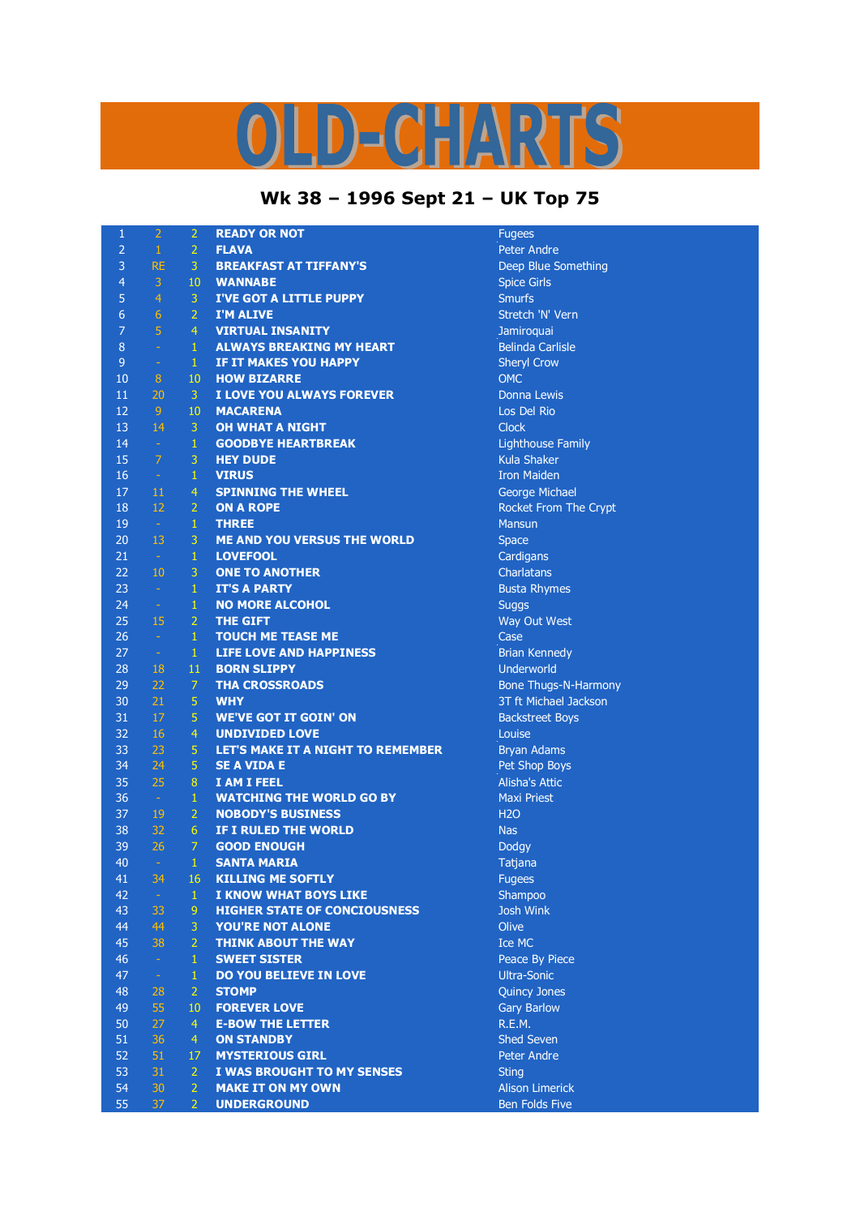# OLD-CHARTS

## Wk 38 – 1996 Sept 21 – UK Top 75

| | | | | |
|---|---|---|---|---|
| 1 | 2 | 2 | READY OR NOT | Fugees |
| 2 | 1 | 2 | FLAVA | Peter Andre |
| 3 | RE | 3 | BREAKFAST AT TIFFANY'S | Deep Blue Something |
| 4 | 3 | 10 | WANNABE | Spice Girls |
| 5 | 4 | 3 | I'VE GOT A LITTLE PUPPY | Smurfs |
| 6 | 6 | 2 | I'M ALIVE | Stretch 'N' Vern |
| 7 | 5 | 4 | VIRTUAL INSANITY | Jamiroquai |
| 8 | - | 1 | ALWAYS BREAKING MY HEART | Belinda Carlisle |
| 9 | - | 1 | IF IT MAKES YOU HAPPY | Sheryl Crow |
| 10 | 8 | 10 | HOW BIZARRE | OMC |
| 11 | 20 | 3 | I LOVE YOU ALWAYS FOREVER | Donna Lewis |
| 12 | 9 | 10 | MACARENA | Los Del Rio |
| 13 | 14 | 3 | OH WHAT A NIGHT | Clock |
| 14 | - | 1 | GOODBYE HEARTBREAK | Lighthouse Family |
| 15 | 7 | 3 | HEY DUDE | Kula Shaker |
| 16 | - | 1 | VIRUS | Iron Maiden |
| 17 | 11 | 4 | SPINNING THE WHEEL | George Michael |
| 18 | 12 | 2 | ON A ROPE | Rocket From The Crypt |
| 19 | - | 1 | THREE | Mansun |
| 20 | 13 | 3 | ME AND YOU VERSUS THE WORLD | Space |
| 21 | - | 1 | LOVEFOOL | Cardigans |
| 22 | 10 | 3 | ONE TO ANOTHER | Charlatans |
| 23 | - | 1 | IT'S A PARTY | Busta Rhymes |
| 24 | - | 1 | NO MORE ALCOHOL | Suggs |
| 25 | 15 | 2 | THE GIFT | Way Out West |
| 26 | - | 1 | TOUCH ME TEASE ME | Case |
| 27 | - | 1 | LIFE LOVE AND HAPPINESS | Brian Kennedy |
| 28 | 18 | 11 | BORN SLIPPY | Underworld |
| 29 | 22 | 7 | THA CROSSROADS | Bone Thugs-N-Harmony |
| 30 | 21 | 5 | WHY | 3T ft Michael Jackson |
| 31 | 17 | 5 | WE'VE GOT IT GOIN' ON | Backstreet Boys |
| 32 | 16 | 4 | UNDIVIDED LOVE | Louise |
| 33 | 23 | 5 | LET'S MAKE IT A NIGHT TO REMEMBER | Bryan Adams |
| 34 | 24 | 5 | SE A VIDA E | Pet Shop Boys |
| 35 | 25 | 8 | I AM I FEEL | Alisha's Attic |
| 36 | - | 1 | WATCHING THE WORLD GO BY | Maxi Priest |
| 37 | 19 | 2 | NOBODY'S BUSINESS | H2O |
| 38 | 32 | 6 | IF I RULED THE WORLD | Nas |
| 39 | 26 | 7 | GOOD ENOUGH | Dodgy |
| 40 | - | 1 | SANTA MARIA | Tatjana |
| 41 | 34 | 16 | KILLING ME SOFTLY | Fugees |
| 42 | - | 1 | I KNOW WHAT BOYS LIKE | Shampoo |
| 43 | 33 | 9 | HIGHER STATE OF CONCIOUSNESS | Josh Wink |
| 44 | 44 | 3 | YOU'RE NOT ALONE | Olive |
| 45 | 38 | 2 | THINK ABOUT THE WAY | Ice MC |
| 46 | - | 1 | SWEET SISTER | Peace By Piece |
| 47 | - | 1 | DO YOU BELIEVE IN LOVE | Ultra-Sonic |
| 48 | 28 | 2 | STOMP | Quincy Jones |
| 49 | 55 | 10 | FOREVER LOVE | Gary Barlow |
| 50 | 27 | 4 | E-BOW THE LETTER | R.E.M. |
| 51 | 36 | 4 | ON STANDBY | Shed Seven |
| 52 | 51 | 17 | MYSTERIOUS GIRL | Peter Andre |
| 53 | 31 | 2 | I WAS BROUGHT TO MY SENSES | Sting |
| 54 | 30 | 2 | MAKE IT ON MY OWN | Alison Limerick |
| 55 | 37 | 2 | UNDERGROUND | Ben Folds Five |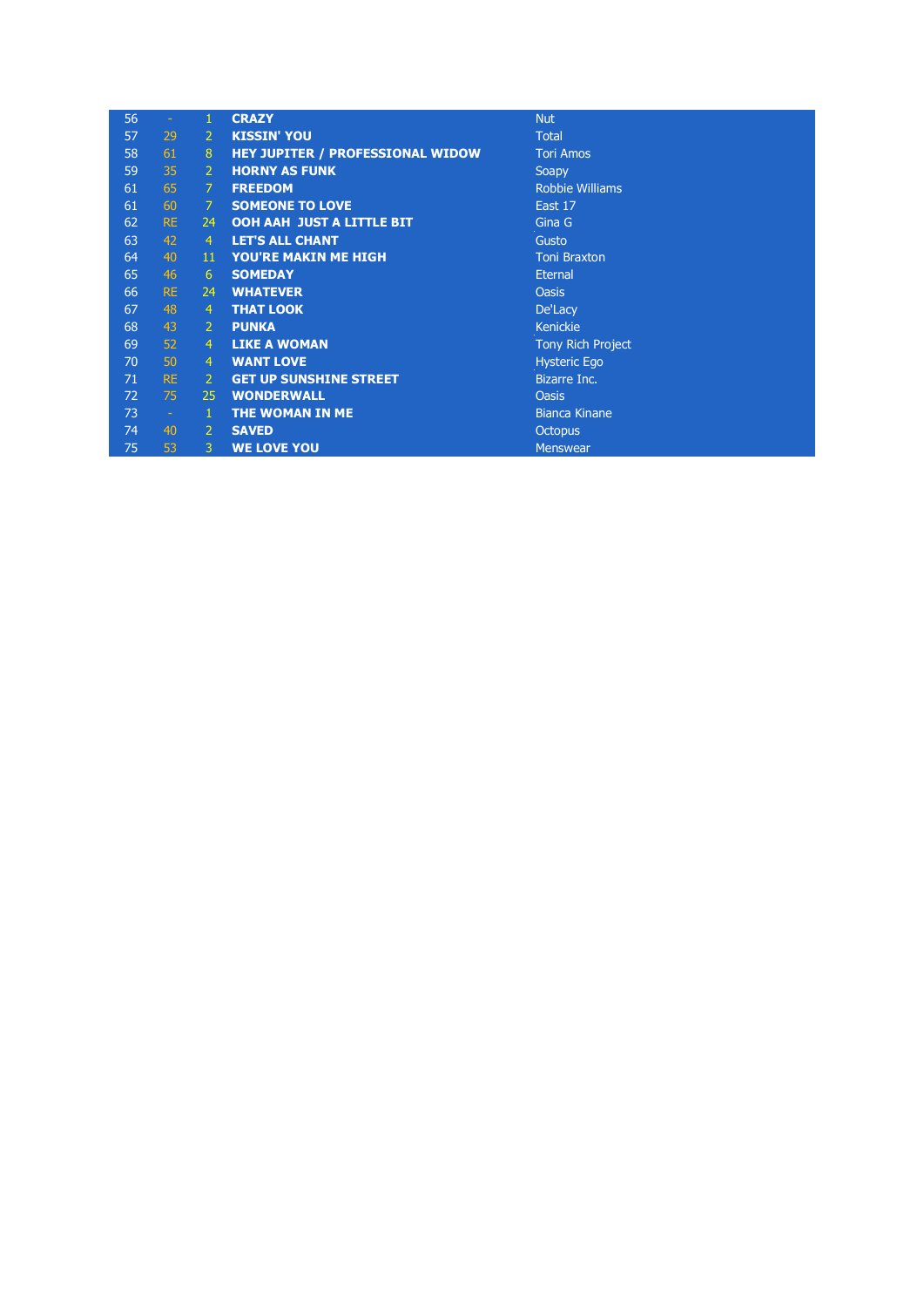| | | | | |
|---|---|---|---|---|
| 56 | - | 1 | **CRAZY** | Nut |
| 57 | 29 | 2 | **KISSIN' YOU** | Total |
| 58 | 61 | 8 | **HEY JUPITER / PROFESSIONAL WIDOW** | Tori Amos |
| 59 | 35 | 2 | **HORNY AS FUNK** | Soapy |
| 61 | 65 | 7 | **FREEDOM** | Robbie Williams |
| 61 | 60 | 7 | **SOMEONE TO LOVE** | East 17 |
| 62 | RE | 24 | **OOH AAH  JUST A LITTLE BIT** | Gina G |
| 63 | 42 | 4 | **LET'S ALL CHANT** | Gusto |
| 64 | 40 | 11 | **YOU'RE MAKIN ME HIGH** | Toni Braxton |
| 65 | 46 | 6 | **SOMEDAY** | Eternal |
| 66 | RE | 24 | **WHATEVER** | Oasis |
| 67 | 48 | 4 | **THAT LOOK** | De'Lacy |
| 68 | 43 | 2 | **PUNKA** | Kenickie |
| 69 | 52 | 4 | **LIKE A WOMAN** | Tony Rich Project |
| 70 | 50 | 4 | **WANT LOVE** | Hysteric Ego |
| 71 | RE | 2 | **GET UP SUNSHINE STREET** | Bizarre Inc. |
| 72 | 75 | 25 | **WONDERWALL** | Oasis |
| 73 | - | 1 | **THE WOMAN IN ME** | Bianca Kinane |
| 74 | 40 | 2 | **SAVED** | Octopus |
| 75 | 53 | 3 | **WE LOVE YOU** | Menswear |